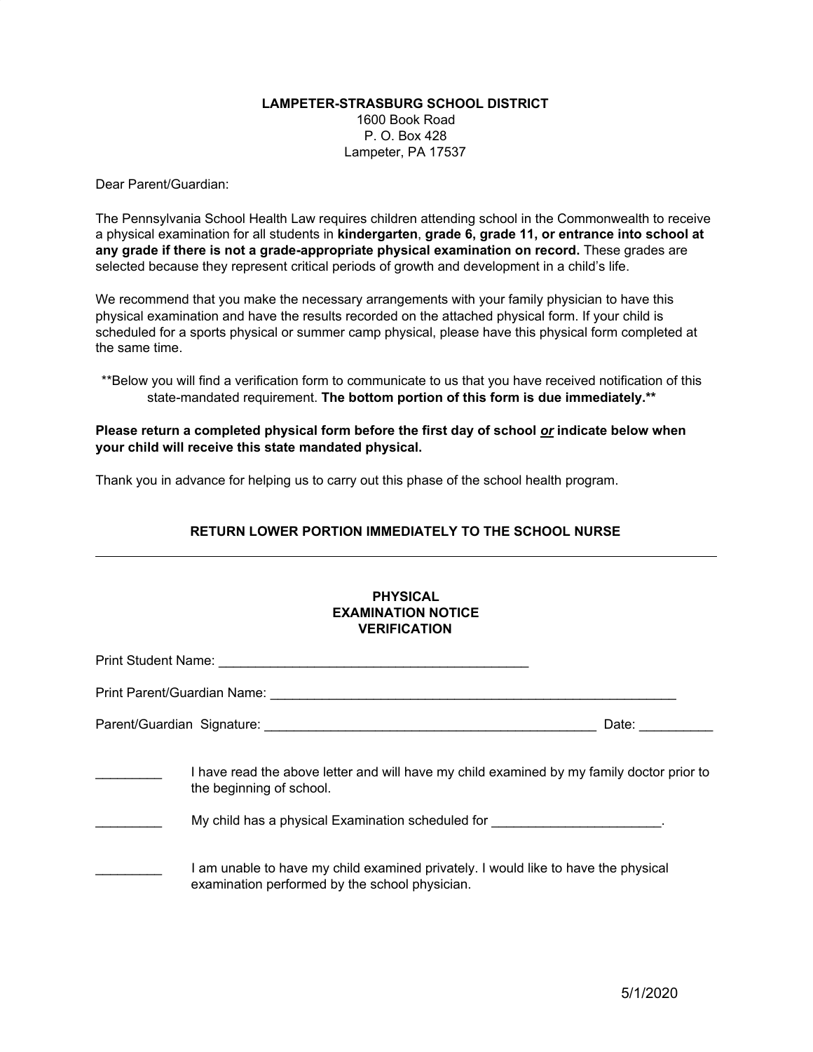**LAMPETER-STRASBURG SCHOOL DISTRICT**
1600 Book Road
P. O. Box 428
Lampeter, PA 17537

Dear Parent/Guardian:

The Pennsylvania School Health Law requires children attending school in the Commonwealth to receive a physical examination for all students in **kindergarten**, **grade 6, grade 11, or entrance into school at any grade if there is not a grade-appropriate physical examination on record.** These grades are selected because they represent critical periods of growth and development in a child's life.

We recommend that you make the necessary arrangements with your family physician to have this physical examination and have the results recorded on the attached physical form. If your child is scheduled for a sports physical or summer camp physical, please have this physical form completed at the same time.

**Below you will find a verification form to communicate to us that you have received notification of this state-mandated requirement. **The bottom portion of this form is due immediately.****

**Please return a completed physical form before the first day of school *or* indicate below when your child will receive this state mandated physical.**

Thank you in advance for helping us to carry out this phase of the school health program.

**RETURN LOWER PORTION IMMEDIATELY TO THE SCHOOL NURSE**

---

**PHYSICAL EXAMINATION NOTICE VERIFICATION**

Print Student Name: ____________________________________________

Print Parent/Guardian Name: ____________________________________________________________

Parent/Guardian Signature: ________________________________________________ Date: __________

_________ I have read the above letter and will have my child examined by my family doctor prior to the beginning of school.

_________ My child has a physical Examination scheduled for _______________________.

_________ I am unable to have my child examined privately. I would like to have the physical examination performed by the school physician.

5/1/2020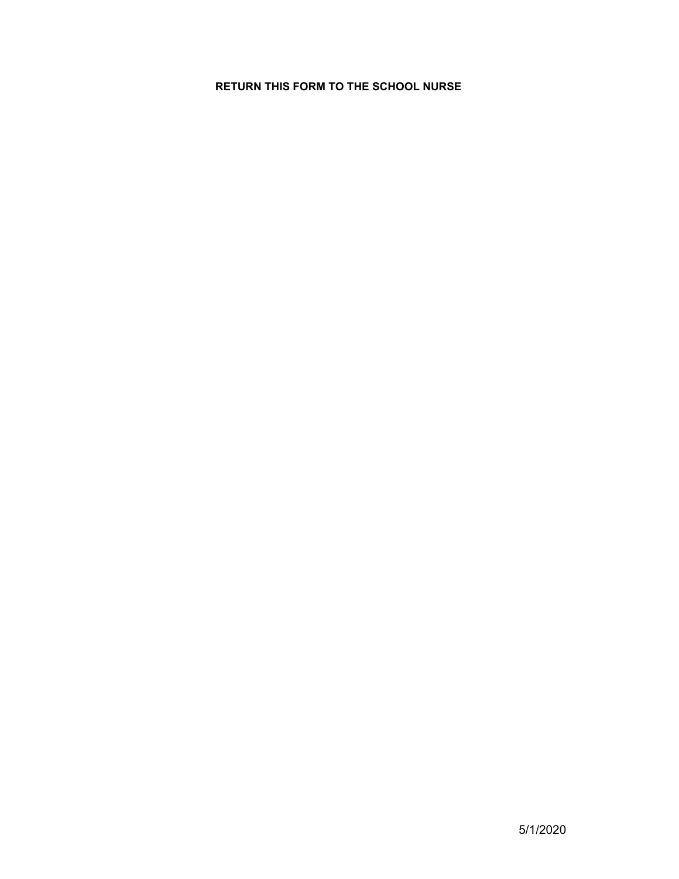**RETURN THIS FORM TO THE SCHOOL NURSE**

5/1/2020